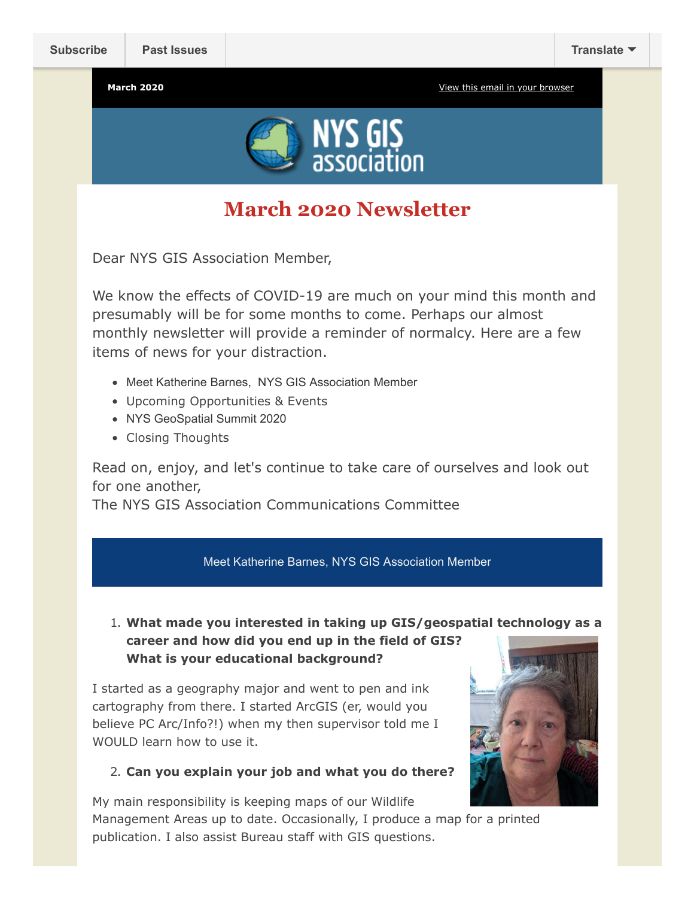Subscribe | Past Issues | Translate

March 2020 | View this email in your browser

NYS GIS association

# March 2020 Newsletter

Dear NYS GIS Association Member,

We know the effects of COVID-19 are much on your mind this month and presumably will be for some months to come. Perhaps our almost monthly newsletter will provide a reminder of normalcy. Here are a few items of news for your distraction.

- Meet Katherine Barnes,  NYS GIS Association Member
- Upcoming Opportunities & Events
- NYS GeoSpatial Summit 2020
- Closing Thoughts

Read on, enjoy, and let's continue to take care of ourselves and look out for one another,
The NYS GIS Association Communications Committee

## Meet Katherine Barnes, NYS GIS Association Member

1. **What made you interested in taking up GIS/geospatial technology as a career and how did you end up in the field of GIS? What is your educational background?**

I started as a geography major and went to pen and ink cartography from there. I started ArcGIS (er, would you believe PC Arc/Info?!) when my then supervisor told me I WOULD learn how to use it.

2. **Can you explain your job and what you do there?**

My main responsibility is keeping maps of our Wildlife Management Areas up to date. Occasionally, I produce a map for a printed publication. I also assist Bureau staff with GIS questions.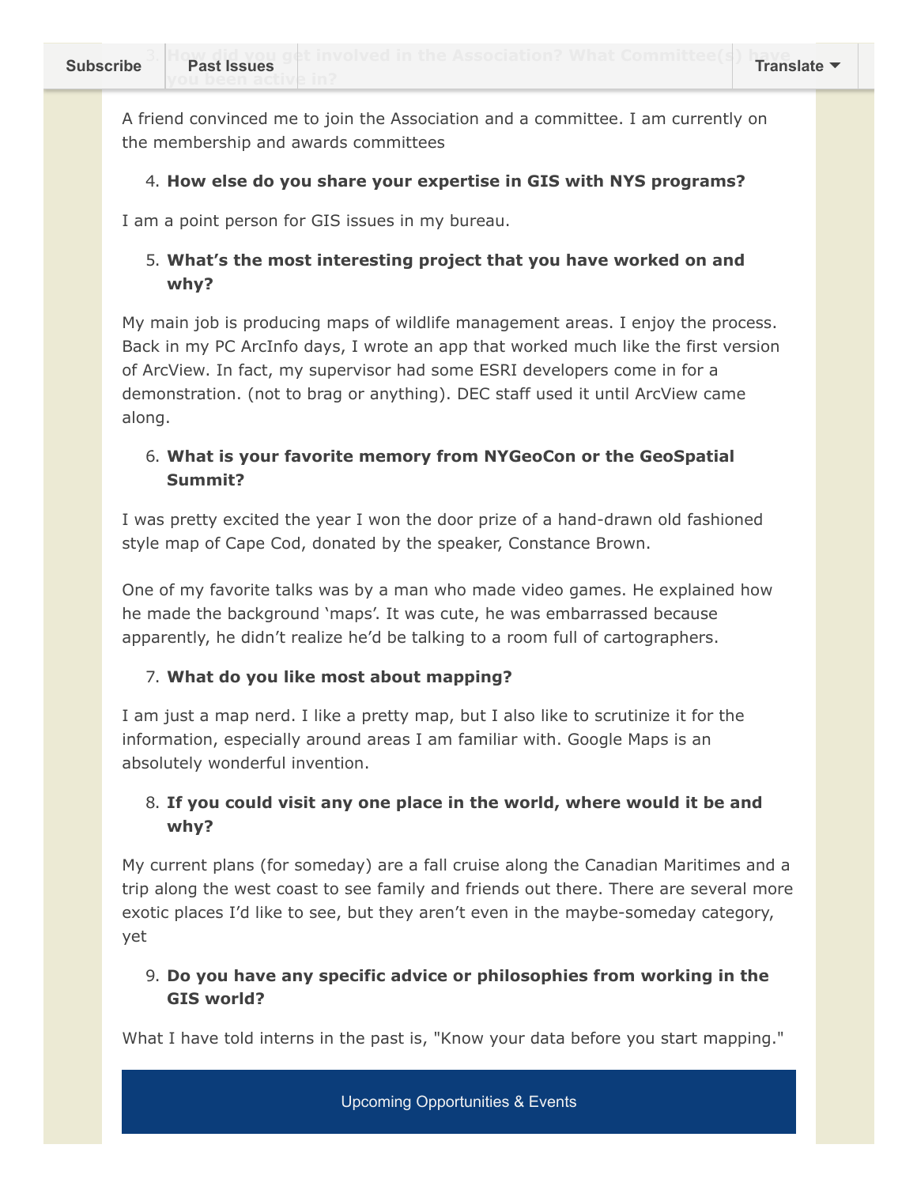3. **How did you get involved in the Association? What Committee(s) have you been active in?**

A friend convinced me to join the Association and a committee. I am currently on the membership and awards committees

4. **How else do you share your expertise in GIS with NYS programs?**

I am a point person for GIS issues in my bureau.

5. **What's the most interesting project that you have worked on and why?**

My main job is producing maps of wildlife management areas. I enjoy the process. Back in my PC ArcInfo days, I wrote an app that worked much like the first version of ArcView. In fact, my supervisor had some ESRI developers come in for a demonstration. (not to brag or anything). DEC staff used it until ArcView came along.

6. **What is your favorite memory from NYGeoCon or the GeoSpatial Summit?**

I was pretty excited the year I won the door prize of a hand-drawn old fashioned style map of Cape Cod, donated by the speaker, Constance Brown.

One of my favorite talks was by a man who made video games. He explained how he made the background 'maps'. It was cute, he was embarrassed because apparently, he didn't realize he'd be talking to a room full of cartographers.

7. **What do you like most about mapping?**

I am just a map nerd. I like a pretty map, but I also like to scrutinize it for the information, especially around areas I am familiar with. Google Maps is an absolutely wonderful invention.

8. **If you could visit any one place in the world, where would it be and why?**

My current plans (for someday) are a fall cruise along the Canadian Maritimes and a trip along the west coast to see family and friends out there. There are several more exotic places I'd like to see, but they aren't even in the maybe-someday category, yet

9. **Do you have any specific advice or philosophies from working in the GIS world?**

What I have told interns in the past is, "Know your data before you start mapping."

## Upcoming Opportunities & Events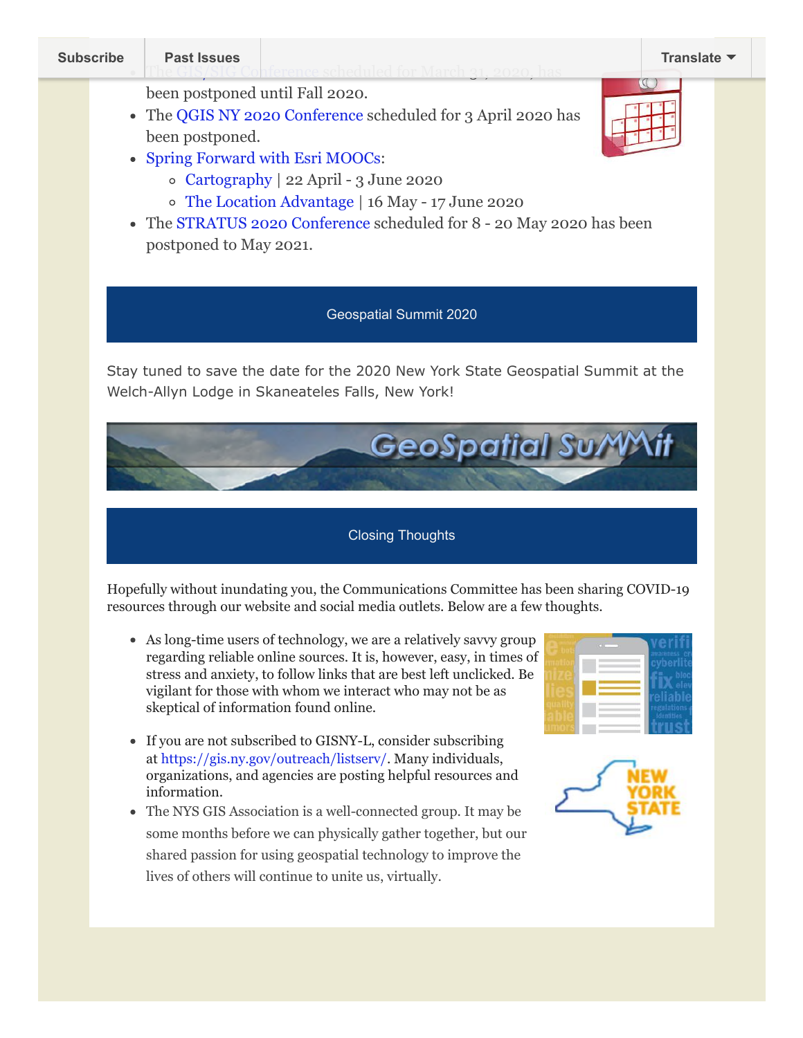Subscribe | Past Issues | Translate

- The GIS/SIG Conference scheduled for March 31, 2020, has been postponed until Fall 2020.
- The QGIS NY 2020 Conference scheduled for 3 April 2020 has been postponed.
- Spring Forward with Esri MOOCs:
  - Cartography | 22 April - 3 June 2020
  - The Location Advantage | 16 May - 17 June 2020
- The STRATUS 2020 Conference scheduled for 8 - 20 May 2020 has been postponed to May 2021.

## Geospatial Summit 2020

Stay tuned to save the date for the 2020 New York State Geospatial Summit at the Welch-Allyn Lodge in Skaneateles Falls, New York!

## Closing Thoughts

Hopefully without inundating you, the Communications Committee has been sharing COVID-19 resources through our website and social media outlets. Below are a few thoughts.

- As long-time users of technology, we are a relatively savvy group regarding reliable online sources. It is, however, easy, in times of stress and anxiety, to follow links that are best left unclicked. Be vigilant for those with whom we interact who may not be as skeptical of information found online.
- If you are not subscribed to GISNY-L, consider subscribing at https://gis.ny.gov/outreach/listserv/. Many individuals, organizations, and agencies are posting helpful resources and information.
- The NYS GIS Association is a well-connected group. It may be some months before we can physically gather together, but our shared passion for using geospatial technology to improve the lives of others will continue to unite us, virtually.